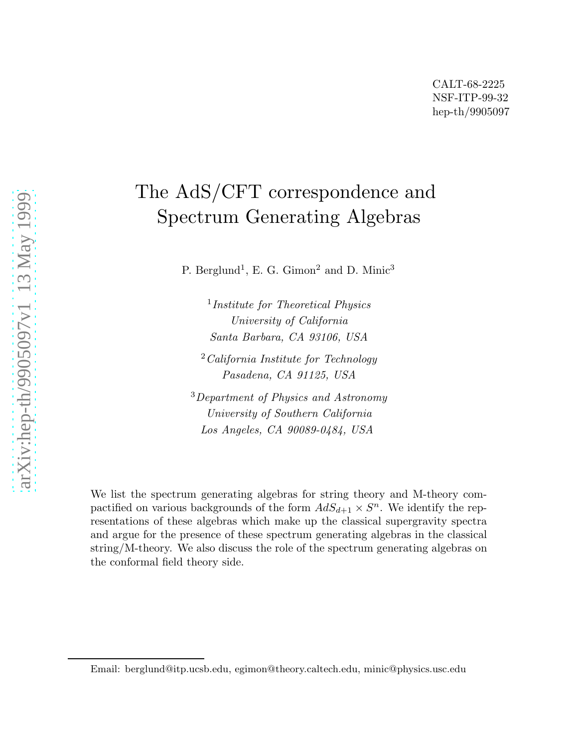CALT-68-2225
NSF-ITP-99-32
hep-th/9905097

# The AdS/CFT correspondence and Spectrum Generating Algebras

P. Berglund[1], E. G. Gimon[2] and D. Minic[3]

[1] *Institute for Theoretical Physics*
*University of California*
*Santa Barbara, CA 93106, USA*

[2] *California Institute for Technology*
*Pasadena, CA 91125, USA*

[3] *Department of Physics and Astronomy*
*University of Southern California*
*Los Angeles, CA 90089-0484, USA*

We list the spectrum generating algebras for string theory and M-theory compactified on various backgrounds of the form $AdS_{d+1} \times S^n$. We identify the representations of these algebras which make up the classical supergravity spectra and argue for the presence of these spectrum generating algebras in the classical string/M-theory. We also discuss the role of the spectrum generating algebras on the conformal field theory side.

---

Email: berglund@itp.ucsb.edu, egimon@theory.caltech.edu, minic@physics.usc.edu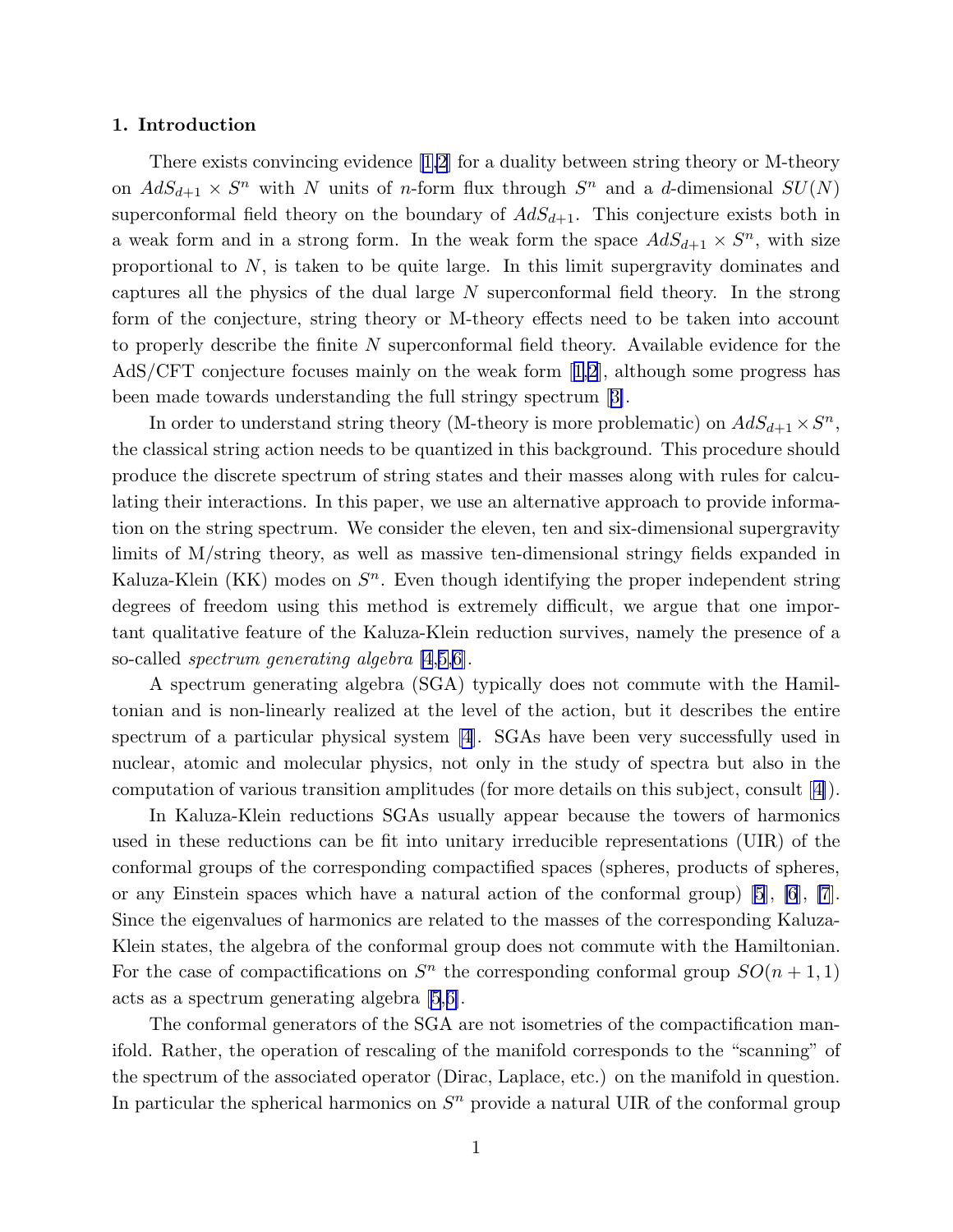## 1. Introduction

There exists convincing evidence [1,2] for a duality between string theory or M-theory on $AdS_{d+1} \times S^n$ with $N$ units of $n$-form flux through $S^n$ and a $d$-dimensional $SU(N)$ superconformal field theory on the boundary of $AdS_{d+1}$. This conjecture exists both in a weak form and in a strong form. In the weak form the space $AdS_{d+1} \times S^n$, with size proportional to $N$, is taken to be quite large. In this limit supergravity dominates and captures all the physics of the dual large $N$ superconformal field theory. In the strong form of the conjecture, string theory or M-theory effects need to be taken into account to properly describe the finite $N$ superconformal field theory. Available evidence for the AdS/CFT conjecture focuses mainly on the weak form [1,2], although some progress has been made towards understanding the full stringy spectrum [3].

In order to understand string theory (M-theory is more problematic) on $AdS_{d+1} \times S^n$, the classical string action needs to be quantized in this background. This procedure should produce the discrete spectrum of string states and their masses along with rules for calculating their interactions. In this paper, we use an alternative approach to provide information on the string spectrum. We consider the eleven, ten and six-dimensional supergravity limits of M/string theory, as well as massive ten-dimensional stringy fields expanded in Kaluza-Klein (KK) modes on $S^n$. Even though identifying the proper independent string degrees of freedom using this method is extremely difficult, we argue that one important qualitative feature of the Kaluza-Klein reduction survives, namely the presence of a so-called *spectrum generating algebra* [4,5,6].

A spectrum generating algebra (SGA) typically does not commute with the Hamiltonian and is non-linearly realized at the level of the action, but it describes the entire spectrum of a particular physical system [4]. SGAs have been very successfully used in nuclear, atomic and molecular physics, not only in the study of spectra but also in the computation of various transition amplitudes (for more details on this subject, consult [4]).

In Kaluza-Klein reductions SGAs usually appear because the towers of harmonics used in these reductions can be fit into unitary irreducible representations (UIR) of the conformal groups of the corresponding compactified spaces (spheres, products of spheres, or any Einstein spaces which have a natural action of the conformal group) [5], [6], [7]. Since the eigenvalues of harmonics are related to the masses of the corresponding Kaluza-Klein states, the algebra of the conformal group does not commute with the Hamiltonian. For the case of compactifications on $S^n$ the corresponding conformal group $SO(n+1,1)$ acts as a spectrum generating algebra [5,6].

The conformal generators of the SGA are not isometries of the compactification manifold. Rather, the operation of rescaling of the manifold corresponds to the "scanning" of the spectrum of the associated operator (Dirac, Laplace, etc.) on the manifold in question. In particular the spherical harmonics on $S^n$ provide a natural UIR of the conformal group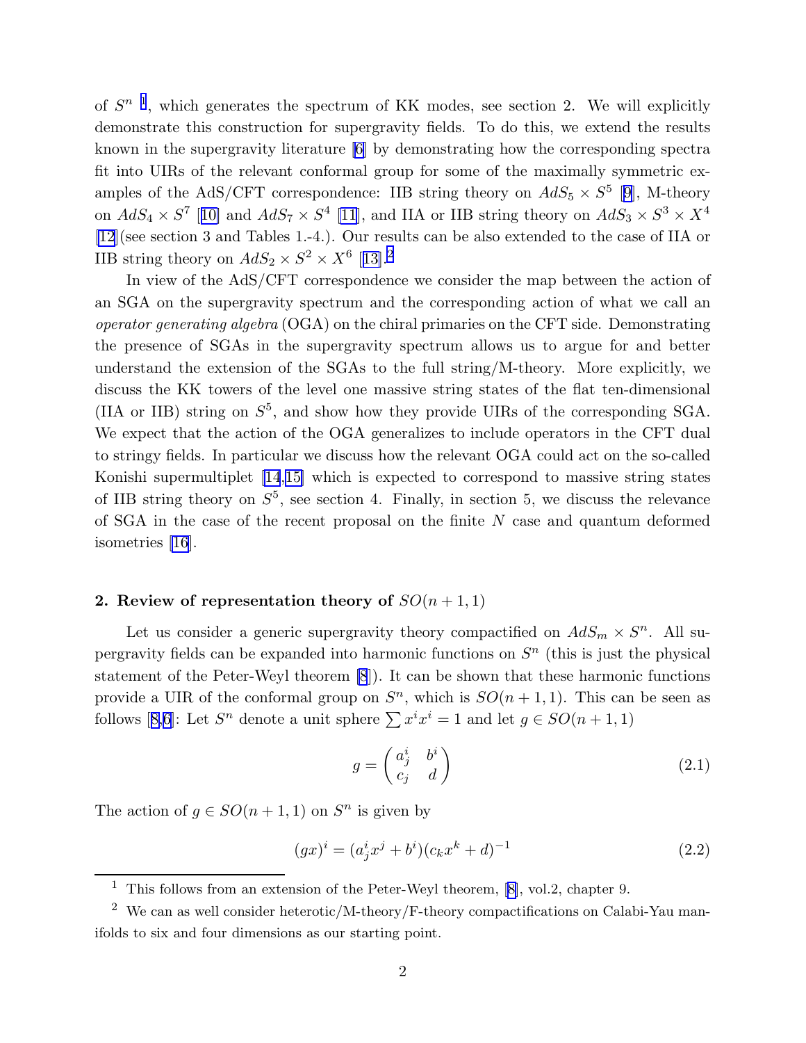of $S^n$ [1], which generates the spectrum of KK modes, see section 2. We will explicitly demonstrate this construction for supergravity fields. To do this, we extend the results known in the supergravity literature [6] by demonstrating how the corresponding spectra fit into UIRs of the relevant conformal group for some of the maximally symmetric examples of the AdS/CFT correspondence: IIB string theory on $AdS_5 \times S^5$ [9], M-theory on $AdS_4 \times S^7$ [10] and $AdS_7 \times S^4$ [11], and IIA or IIB string theory on $AdS_3 \times S^3 \times X^4$ [12](see section 3 and Tables 1.-4.). Our results can be also extended to the case of IIA or IIB string theory on $AdS_2 \times S^2 \times X^6$ [13].[2]

In view of the AdS/CFT correspondence we consider the map between the action of an SGA on the supergravity spectrum and the corresponding action of what we call an *operator generating algebra* (OGA) on the chiral primaries on the CFT side. Demonstrating the presence of SGAs in the supergravity spectrum allows us to argue for and better understand the extension of the SGAs to the full string/M-theory. More explicitly, we discuss the KK towers of the level one massive string states of the flat ten-dimensional (IIA or IIB) string on $S^5$, and show how they provide UIRs of the corresponding SGA. We expect that the action of the OGA generalizes to include operators in the CFT dual to stringy fields. In particular we discuss how the relevant OGA could act on the so-called Konishi supermultiplet [14,15] which is expected to correspond to massive string states of IIB string theory on $S^5$, see section 4. Finally, in section 5, we discuss the relevance of SGA in the case of the recent proposal on the finite $N$ case and quantum deformed isometries [16].

## 2. Review of representation theory of $SO(n+1,1)$

Let us consider a generic supergravity theory compactified on $AdS_m \times S^n$. All supergravity fields can be expanded into harmonic functions on $S^n$ (this is just the physical statement of the Peter-Weyl theorem [8]). It can be shown that these harmonic functions provide a UIR of the conformal group on $S^n$, which is $SO(n+1,1)$. This can be seen as follows [8,6]: Let $S^n$ denote a unit sphere $\sum x^i x^i = 1$ and let $g \in SO(n+1,1)$

$$g = \begin{pmatrix} a^i_j & b^i \\ c_j & d \end{pmatrix} \tag{2.1}$$

The action of $g \in SO(n+1,1)$ on $S^n$ is given by

$$(gx)^i = (a^i_j x^j + b^i)(c_k x^k + d)^{-1} \tag{2.2}$$

[1] This follows from an extension of the Peter-Weyl theorem, [8], vol.2, chapter 9.

[2] We can as well consider heterotic/M-theory/F-theory compactifications on Calabi-Yau manifolds to six and four dimensions as our starting point.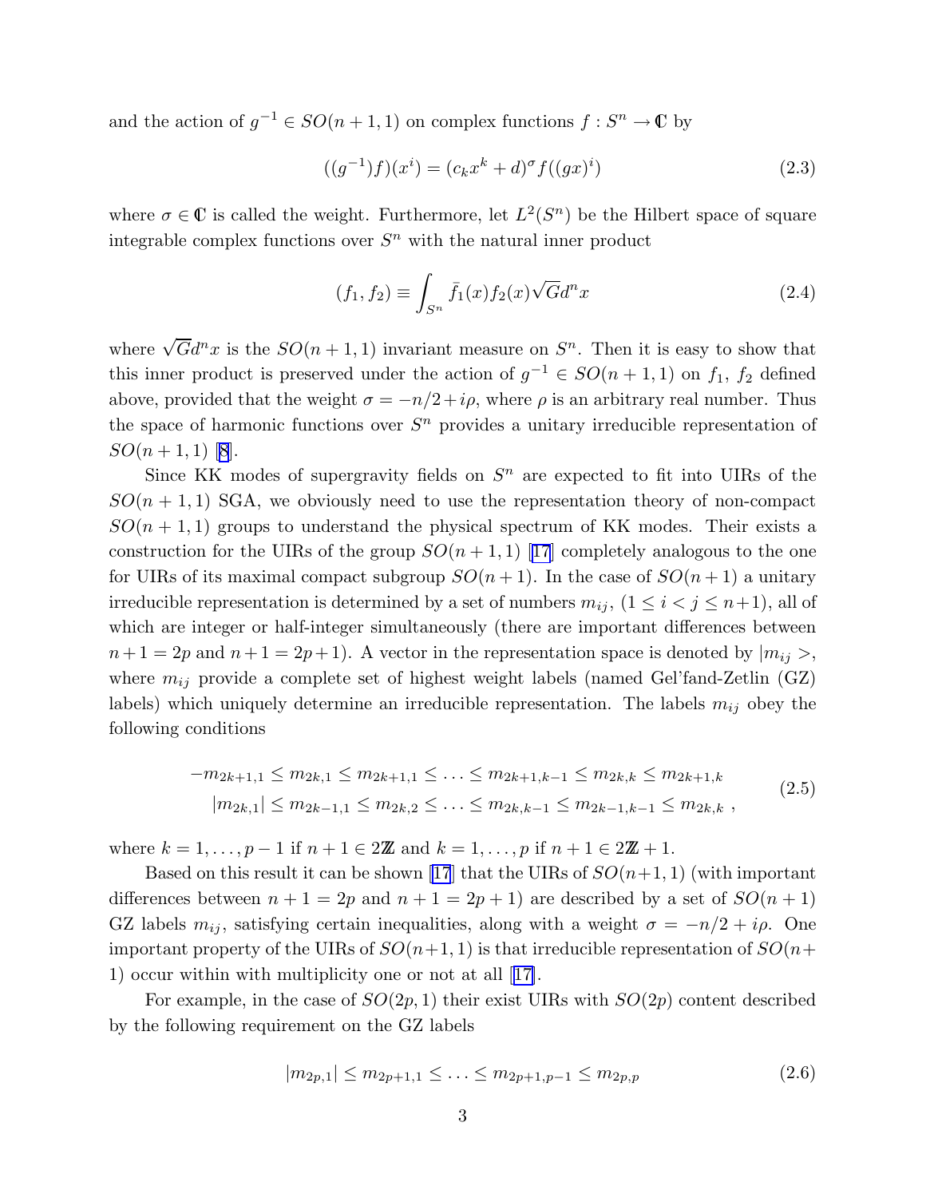and the action of $g^{-1} \in SO(n+1,1)$ on complex functions $f : S^n \to \mathbb{C}$ by

$$((g^{-1})f)(x^i) = (c_k x^k + d)^\sigma f((gx)^i) \tag{2.3}$$

where $\sigma \in \mathbb{C}$ is called the weight. Furthermore, let $L^2(S^n)$ be the Hilbert space of square integrable complex functions over $S^n$ with the natural inner product

$$(f_1, f_2) \equiv \int_{S^n} \bar{f}_1(x) f_2(x) \sqrt{G} d^n x \tag{2.4}$$

where $\sqrt{G} d^n x$ is the $SO(n+1,1)$ invariant measure on $S^n$. Then it is easy to show that this inner product is preserved under the action of $g^{-1} \in SO(n+1,1)$ on $f_1$, $f_2$ defined above, provided that the weight $\sigma = -n/2 + i\rho$, where $\rho$ is an arbitrary real number. Thus the space of harmonic functions over $S^n$ provides a unitary irreducible representation of $SO(n+1,1)$ [8].

Since KK modes of supergravity fields on $S^n$ are expected to fit into UIRs of the $SO(n+1,1)$ SGA, we obviously need to use the representation theory of non-compact $SO(n+1,1)$ groups to understand the physical spectrum of KK modes. Their exists a construction for the UIRs of the group $SO(n+1,1)$ [17] completely analogous to the one for UIRs of its maximal compact subgroup $SO(n+1)$. In the case of $SO(n+1)$ a unitary irreducible representation is determined by a set of numbers $m_{ij}$, $(1 \leq i < j \leq n+1)$, all of which are integer or half-integer simultaneously (there are important differences between $n+1 = 2p$ and $n+1 = 2p+1$). A vector in the representation space is denoted by $|m_{ij}>$, where $m_{ij}$ provide a complete set of highest weight labels (named Gel'fand-Zetlin (GZ) labels) which uniquely determine an irreducible representation. The labels $m_{ij}$ obey the following conditions

$$\begin{aligned} -m_{2k+1,1} \leq m_{2k,1} \leq m_{2k+1,1} \leq \ldots \leq m_{2k+1,k-1} \leq m_{2k,k} \leq m_{2k+1,k} \\ |m_{2k,1}| \leq m_{2k-1,1} \leq m_{2k,2} \leq \ldots \leq m_{2k,k-1} \leq m_{2k-1,k-1} \leq m_{2k,k} \ , \end{aligned} \tag{2.5}$$

where $k = 1, \ldots, p-1$ if $n+1 \in 2\mathbb{Z}$ and $k = 1, \ldots, p$ if $n+1 \in 2\mathbb{Z}+1$.

Based on this result it can be shown [17] that the UIRs of $SO(n+1,1)$ (with important differences between $n+1 = 2p$ and $n+1 = 2p+1$) are described by a set of $SO(n+1)$ GZ labels $m_{ij}$, satisfying certain inequalities, along with a weight $\sigma = -n/2 + i\rho$. One important property of the UIRs of $SO(n+1,1)$ is that irreducible representation of $SO(n+1)$ occur within with multiplicity one or not at all [17].

For example, in the case of $SO(2p,1)$ their exist UIRs with $SO(2p)$ content described by the following requirement on the GZ labels

$$|m_{2p,1}| \leq m_{2p+1,1} \leq \ldots \leq m_{2p+1,p-1} \leq m_{2p,p} \tag{2.6}$$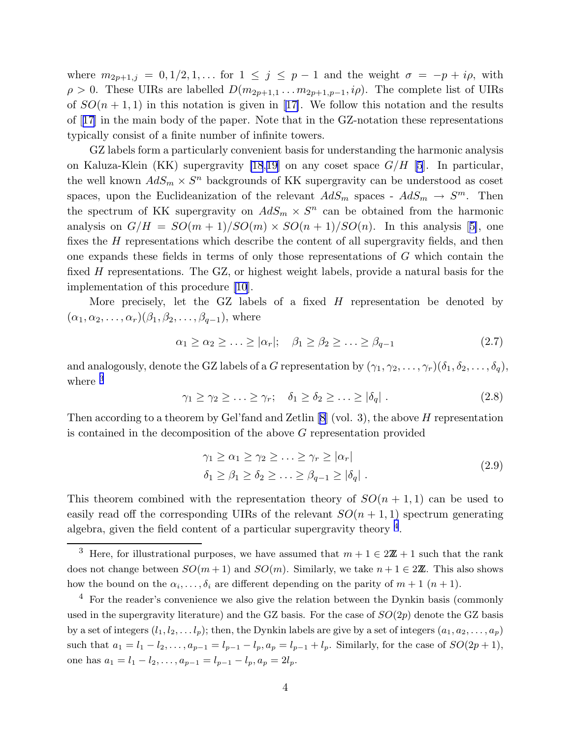where $m_{2p+1,j} = 0, 1/2, 1, \ldots$ for $1 \le j \le p-1$ and the weight $\sigma = -p + i\rho$, with $\rho > 0$. These UIRs are labelled $D(m_{2p+1,1} \ldots m_{2p+1,p-1}, i\rho)$. The complete list of UIRs of $SO(n+1,1)$ in this notation is given in [17]. We follow this notation and the results of [17] in the main body of the paper. Note that in the GZ-notation these representations typically consist of a finite number of infinite towers.

GZ labels form a particularly convenient basis for understanding the harmonic analysis on Kaluza-Klein (KK) supergravity [18,19] on any coset space $G/H$ [5]. In particular, the well known $AdS_m \times S^n$ backgrounds of KK supergravity can be understood as coset spaces, upon the Euclideanization of the relevant $AdS_m$ spaces - $AdS_m \to S^m$. Then the spectrum of KK supergravity on $AdS_m \times S^n$ can be obtained from the harmonic analysis on $G/H = SO(m+1)/SO(m) \times SO(n+1)/SO(n)$. In this analysis [5], one fixes the $H$ representations which describe the content of all supergravity fields, and then one expands these fields in terms of only those representations of $G$ which contain the fixed $H$ representations. The GZ, or highest weight labels, provide a natural basis for the implementation of this procedure [10].

More precisely, let the GZ labels of a fixed $H$ representation be denoted by $(\alpha_1, \alpha_2, \ldots, \alpha_r)(\beta_1, \beta_2, \ldots, \beta_{q-1})$, where

$$\alpha_1 \ge \alpha_2 \ge \ldots \ge |\alpha_r|; \quad \beta_1 \ge \beta_2 \ge \ldots \ge \beta_{q-1} \tag{2.7}$$

and analogously, denote the GZ labels of a $G$ representation by $(\gamma_1, \gamma_2, \ldots, \gamma_r)(\delta_1, \delta_2, \ldots, \delta_q)$, where [3]

$$\gamma_1 \ge \gamma_2 \ge \ldots \ge \gamma_r; \quad \delta_1 \ge \delta_2 \ge \ldots \ge |\delta_q| \; . \tag{2.8}$$

Then according to a theorem by Gel'fand and Zetlin [8] (vol. 3), the above $H$ representation is contained in the decomposition of the above $G$ representation provided

$$\begin{aligned} &\gamma_1 \ge \alpha_1 \ge \gamma_2 \ge \ldots \ge \gamma_r \ge |\alpha_r| \\ &\delta_1 \ge \beta_1 \ge \delta_2 \ge \ldots \ge \beta_{q-1} \ge |\delta_q| \; . \end{aligned} \tag{2.9}$$

This theorem combined with the representation theory of $SO(n+1,1)$ can be used to easily read off the corresponding UIRs of the relevant $SO(n+1,1)$ spectrum generating algebra, given the field content of a particular supergravity theory [4].

---

[3] Here, for illustrational purposes, we have assumed that $m+1 \in 2\mathbb{Z}+1$ such that the rank does not change between $SO(m+1)$ and $SO(m)$. Similarly, we take $n+1 \in 2\mathbb{Z}$. This also shows how the bound on the $\alpha_i, \ldots, \delta_i$ are different depending on the parity of $m+1$ $(n+1)$.

[4] For the reader's convenience we also give the relation between the Dynkin basis (commonly used in the supergravity literature) and the GZ basis. For the case of $SO(2p)$ denote the GZ basis by a set of integers $(l_1, l_2, \ldots l_p)$; then, the Dynkin labels are give by a set of integers $(a_1, a_2, \ldots, a_p)$ such that $a_1 = l_1 - l_2, \ldots, a_{p-1} = l_{p-1} - l_p, a_p = l_{p-1} + l_p$. Similarly, for the case of $SO(2p+1)$, one has $a_1 = l_1 - l_2, \ldots, a_{p-1} = l_{p-1} - l_p, a_p = 2l_p$.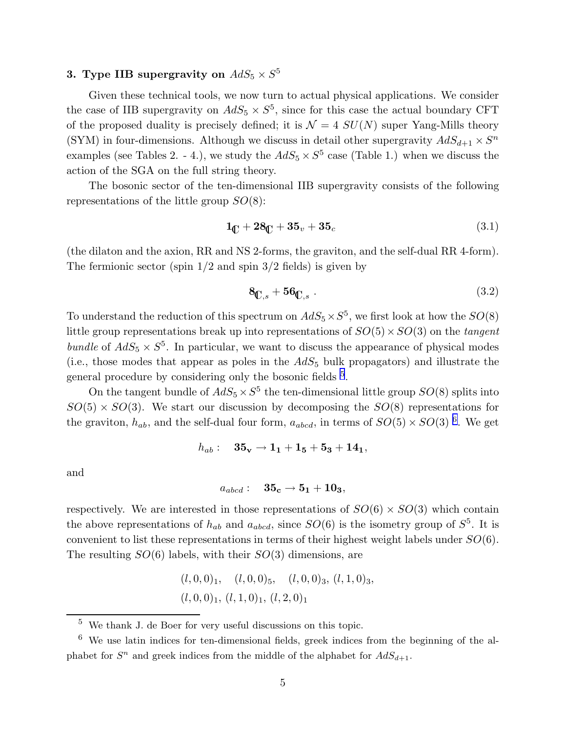## 3. Type IIB supergravity on $AdS_5 \times S^5$

Given these technical tools, we now turn to actual physical applications. We consider the case of IIB supergravity on $AdS_5 \times S^5$, since for this case the actual boundary CFT of the proposed duality is precisely defined; it is $\mathcal{N} = 4$ $SU(N)$ super Yang-Mills theory (SYM) in four-dimensions. Although we discuss in detail other supergravity $AdS_{d+1} \times S^n$ examples (see Tables 2. - 4.), we study the $AdS_5 \times S^5$ case (Table 1.) when we discuss the action of the SGA on the full string theory.

The bosonic sector of the ten-dimensional IIB supergravity consists of the following representations of the little group $SO(8)$:

$$\mathbf{1}_{\mathbb{C}} + \mathbf{28}_{\mathbb{C}} + \mathbf{35}_v + \mathbf{35}_c \tag{3.1}$$

(the dilaton and the axion, RR and NS 2-forms, the graviton, and the self-dual RR 4-form). The fermionic sector (spin 1/2 and spin 3/2 fields) is given by

$$\mathbf{8}_{\mathbb{C},s} + \mathbf{56}_{\mathbb{C},s} \ . \tag{3.2}$$

To understand the reduction of this spectrum on $AdS_5 \times S^5$, we first look at how the $SO(8)$ little group representations break up into representations of $SO(5) \times SO(3)$ on the *tangent bundle* of $AdS_5 \times S^5$. In particular, we want to discuss the appearance of physical modes (i.e., those modes that appear as poles in the $AdS_5$ bulk propagators) and illustrate the general procedure by considering only the bosonic fields [5].

On the tangent bundle of $AdS_5 \times S^5$ the ten-dimensional little group $SO(8)$ splits into $SO(5) \times SO(3)$. We start our discussion by decomposing the $SO(8)$ representations for the graviton, $h_{ab}$, and the self-dual four form, $a_{abcd}$, in terms of $SO(5) \times SO(3)$ [6]. We get

$$h_{ab}: \quad \mathbf{35_v} \rightarrow \mathbf{1_1} + \mathbf{1_5} + \mathbf{5_3} + \mathbf{14_1},$$

and

$$a_{abcd}: \quad \mathbf{35_c} \rightarrow \mathbf{5_1} + \mathbf{10_3},$$

respectively. We are interested in those representations of $SO(6) \times SO(3)$ which contain the above representations of $h_{ab}$ and $a_{abcd}$, since $SO(6)$ is the isometry group of $S^5$. It is convenient to list these representations in terms of their highest weight labels under $SO(6)$. The resulting $SO(6)$ labels, with their $SO(3)$ dimensions, are

$$(l,0,0)_1, \quad (l,0,0)_5, \quad (l,0,0)_3, \ (l,1,0)_3,$$
$$(l,0,0)_1, \ (l,1,0)_1, \ (l,2,0)_1$$

---

[5] We thank J. de Boer for very useful discussions on this topic.

[6] We use latin indices for ten-dimensional fields, greek indices from the beginning of the alphabet for $S^n$ and greek indices from the middle of the alphabet for $AdS_{d+1}$.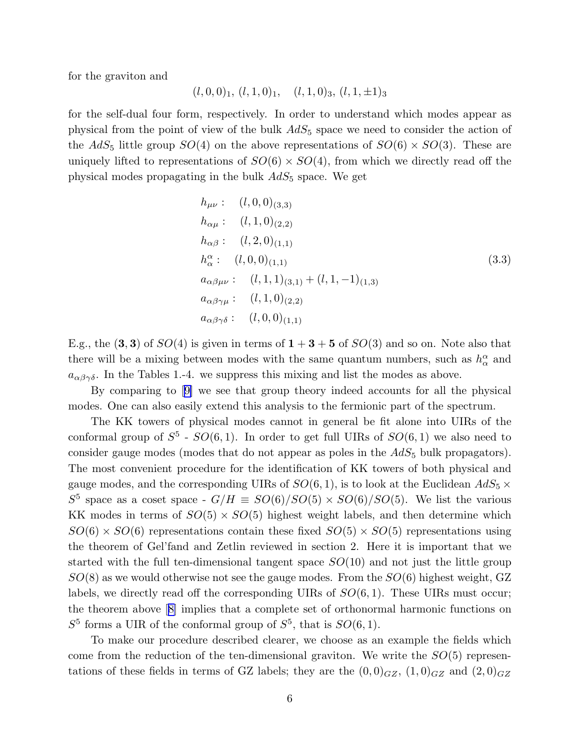for the graviton and

$$(l,0,0)_1,\ (l,1,0)_1, \quad (l,1,0)_3,\ (l,1,\pm 1)_3$$

for the self-dual four form, respectively. In order to understand which modes appear as physical from the point of view of the bulk $AdS_5$ space we need to consider the action of the $AdS_5$ little group $SO(4)$ on the above representations of $SO(6)\times SO(3)$. These are uniquely lifted to representations of $SO(6)\times SO(4)$, from which we directly read off the physical modes propagating in the bulk $AdS_5$ space. We get

$$\begin{aligned}
&h_{\mu\nu}: \quad (l,0,0)_{(3,3)}\\
&h_{\alpha\mu}: \quad (l,1,0)_{(2,2)}\\
&h_{\alpha\beta}: \quad (l,2,0)_{(1,1)}\\
&h^{\alpha}_{\alpha}: \quad (l,0,0)_{(1,1)}\\
&a_{\alpha\beta\mu\nu}: \quad (l,1,1)_{(3,1)} + (l,1,-1)_{(1,3)}\\
&a_{\alpha\beta\gamma\mu}: \quad (l,1,0)_{(2,2)}\\
&a_{\alpha\beta\gamma\delta}: \quad (l,0,0)_{(1,1)}
\end{aligned} \tag{3.3}$$

E.g., the $(\mathbf{3},\mathbf{3})$ of $SO(4)$ is given in terms of $\mathbf{1}+\mathbf{3}+\mathbf{5}$ of $SO(3)$ and so on. Note also that there will be a mixing between modes with the same quantum numbers, such as $h^{\alpha}_{\alpha}$ and $a_{\alpha\beta\gamma\delta}$. In the Tables 1.-4. we suppress this mixing and list the modes as above.

By comparing to [9] we see that group theory indeed accounts for all the physical modes. One can also easily extend this analysis to the fermionic part of the spectrum.

The KK towers of physical modes cannot in general be fit alone into UIRs of the conformal group of $S^5$ - $SO(6,1)$. In order to get full UIRs of $SO(6,1)$ we also need to consider gauge modes (modes that do not appear as poles in the $AdS_5$ bulk propagators). The most convenient procedure for the identification of KK towers of both physical and gauge modes, and the corresponding UIRs of $SO(6,1)$, is to look at the Euclidean $AdS_5 \times S^5$ space as a coset space - $G/H \equiv SO(6)/SO(5)\times SO(6)/SO(5)$. We list the various KK modes in terms of $SO(5)\times SO(5)$ highest weight labels, and then determine which $SO(6)\times SO(6)$ representations contain these fixed $SO(5)\times SO(5)$ representations using the theorem of Gel'fand and Zetlin reviewed in section 2. Here it is important that we started with the full ten-dimensional tangent space $SO(10)$ and not just the little group $SO(8)$ as we would otherwise not see the gauge modes. From the $SO(6)$ highest weight, GZ labels, we directly read off the corresponding UIRs of $SO(6,1)$. These UIRs must occur; the theorem above [8] implies that a complete set of orthonormal harmonic functions on $S^5$ forms a UIR of the conformal group of $S^5$, that is $SO(6,1)$.

To make our procedure described clearer, we choose as an example the fields which come from the reduction of the ten-dimensional graviton. We write the $SO(5)$ representations of these fields in terms of GZ labels; they are the $(0,0)_{GZ}$, $(1,0)_{GZ}$ and $(2,0)_{GZ}$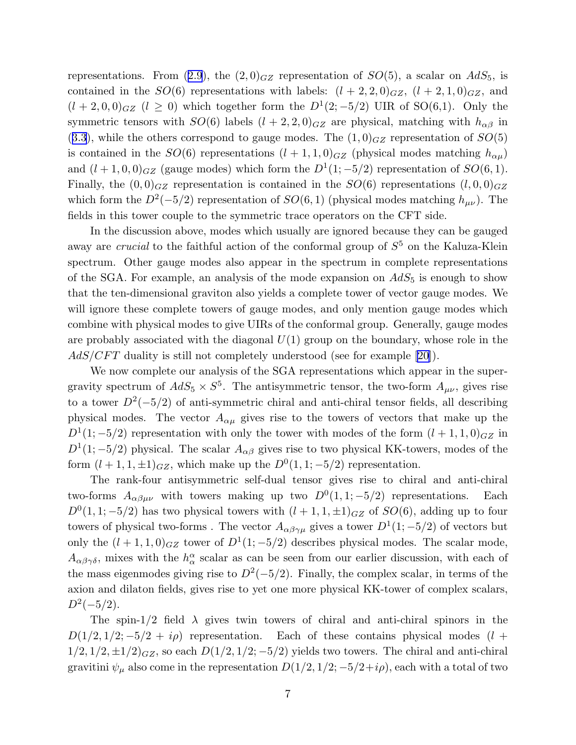representations. From (2.9), the $(2,0)_{GZ}$ representation of $SO(5)$, a scalar on $AdS_5$, is contained in the $SO(6)$ representations with labels: $(l+2,2,0)_{GZ}$, $(l+2,1,0)_{GZ}$, and $(l+2,0,0)_{GZ}$ $(l \geq 0)$ which together form the $D^1(2;-5/2)$ UIR of SO(6,1). Only the symmetric tensors with $SO(6)$ labels $(l+2,2,0)_{GZ}$ are physical, matching with $h_{\alpha\beta}$ in (3.3), while the others correspond to gauge modes. The $(1,0)_{GZ}$ representation of $SO(5)$ is contained in the $SO(6)$ representations $(l+1,1,0)_{GZ}$ (physical modes matching $h_{\alpha\mu}$) and $(l+1,0,0)_{GZ}$ (gauge modes) which form the $D^1(1;-5/2)$ representation of $SO(6,1)$. Finally, the $(0,0)_{GZ}$ representation is contained in the $SO(6)$ representations $(l,0,0)_{GZ}$ which form the $D^2(-5/2)$ representation of $SO(6,1)$ (physical modes matching $h_{\mu\nu}$). The fields in this tower couple to the symmetric trace operators on the CFT side.

In the discussion above, modes which usually are ignored because they can be gauged away are *crucial* to the faithful action of the conformal group of $S^5$ on the Kaluza-Klein spectrum. Other gauge modes also appear in the spectrum in complete representations of the SGA. For example, an analysis of the mode expansion on $AdS_5$ is enough to show that the ten-dimensional graviton also yields a complete tower of vector gauge modes. We will ignore these complete towers of gauge modes, and only mention gauge modes which combine with physical modes to give UIRs of the conformal group. Generally, gauge modes are probably associated with the diagonal $U(1)$ group on the boundary, whose role in the $AdS/CFT$ duality is still not completely understood (see for example [20]).

We now complete our analysis of the SGA representations which appear in the supergravity spectrum of $AdS_5 \times S^5$. The antisymmetric tensor, the two-form $A_{\mu\nu}$, gives rise to a tower $D^2(-5/2)$ of anti-symmetric chiral and anti-chiral tensor fields, all describing physical modes. The vector $A_{\alpha\mu}$ gives rise to the towers of vectors that make up the $D^1(1;-5/2)$ representation with only the tower with modes of the form $(l+1,1,0)_{GZ}$ in $D^1(1;-5/2)$ physical. The scalar $A_{\alpha\beta}$ gives rise to two physical KK-towers, modes of the form $(l+1,1,\pm 1)_{GZ}$, which make up the $D^0(1,1;-5/2)$ representation.

The rank-four antisymmetric self-dual tensor gives rise to chiral and anti-chiral two-forms $A_{\alpha\beta\mu\nu}$ with towers making up two $D^0(1,1;-5/2)$ representations. Each $D^0(1,1;-5/2)$ has two physical towers with $(l+1,1,\pm 1)_{GZ}$ of $SO(6)$, adding up to four towers of physical two-forms . The vector $A_{\alpha\beta\gamma\mu}$ gives a tower $D^1(1;-5/2)$ of vectors but only the $(l+1,1,0)_{GZ}$ tower of $D^1(1;-5/2)$ describes physical modes. The scalar mode, $A_{\alpha\beta\gamma\delta}$, mixes with the $h^\alpha_\alpha$ scalar as can be seen from our earlier discussion, with each of the mass eigenmodes giving rise to $D^2(-5/2)$. Finally, the complex scalar, in terms of the axion and dilaton fields, gives rise to yet one more physical KK-tower of complex scalars, $D^2(-5/2)$.

The spin-1/2 field $\lambda$ gives twin towers of chiral and anti-chiral spinors in the $D(1/2,1/2;-5/2+i\rho)$ representation. Each of these contains physical modes $(l+1/2,1/2,\pm 1/2)_{GZ}$, so each $D(1/2,1/2;-5/2)$ yields two towers. The chiral and anti-chiral gravitini $\psi_\mu$ also come in the representation $D(1/2,1/2;-5/2+i\rho)$, each with a total of two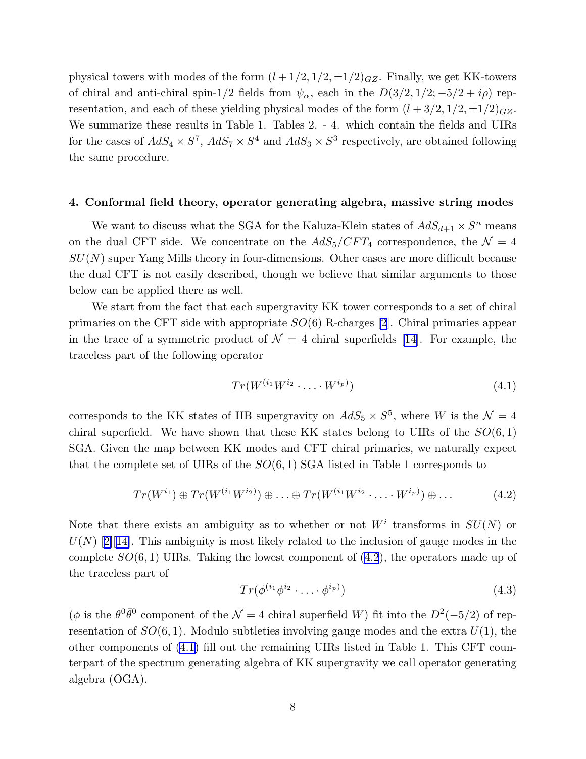physical towers with modes of the form $(l+1/2, 1/2, \pm 1/2)_{GZ}$. Finally, we get KK-towers of chiral and anti-chiral spin-1/2 fields from $\psi_\alpha$, each in the $D(3/2, 1/2; -5/2 + i\rho)$ representation, and each of these yielding physical modes of the form $(l+3/2, 1/2, \pm 1/2)_{GZ}$. We summarize these results in Table 1. Tables 2. - 4. which contain the fields and UIRs for the cases of $AdS_4 \times S^7$, $AdS_7 \times S^4$ and $AdS_3 \times S^3$ respectively, are obtained following the same procedure.

## 4. Conformal field theory, operator generating algebra, massive string modes

We want to discuss what the SGA for the Kaluza-Klein states of $AdS_{d+1} \times S^n$ means on the dual CFT side. We concentrate on the $AdS_5/CFT_4$ correspondence, the $\mathcal{N}=4$ $SU(N)$ super Yang Mills theory in four-dimensions. Other cases are more difficult because the dual CFT is not easily described, though we believe that similar arguments to those below can be applied there as well.

We start from the fact that each supergravity KK tower corresponds to a set of chiral primaries on the CFT side with appropriate $SO(6)$ R-charges [2]. Chiral primaries appear in the trace of a symmetric product of $\mathcal{N}=4$ chiral superfields [14]. For example, the traceless part of the following operator

$$Tr(W^{(i_1} W^{i_2} \cdot \ldots \cdot W^{i_p)}) \tag{4.1}$$

corresponds to the KK states of IIB supergravity on $AdS_5 \times S^5$, where $W$ is the $\mathcal{N}=4$ chiral superfield. We have shown that these KK states belong to UIRs of the $SO(6,1)$ SGA. Given the map between KK modes and CFT chiral primaries, we naturally expect that the complete set of UIRs of the $SO(6,1)$ SGA listed in Table 1 corresponds to

$$Tr(W^{i_1}) \oplus Tr(W^{(i_1} W^{i_2)}) \oplus \ldots \oplus Tr(W^{(i_1} W^{i_2} \cdot \ldots \cdot W^{i_p)}) \oplus \ldots \tag{4.2}$$

Note that there exists an ambiguity as to whether or not $W^i$ transforms in $SU(N)$ or $U(N)$ [2][14]. This ambiguity is most likely related to the inclusion of gauge modes in the complete $SO(6,1)$ UIRs. Taking the lowest component of (4.2), the operators made up of the traceless part of

$$Tr(\phi^{(i_1} \phi^{i_2} \cdot \ldots \cdot \phi^{i_p)}) \tag{4.3}$$

($\phi$ is the $\theta^0 \bar{\theta}^0$ component of the $\mathcal{N}=4$ chiral superfield $W$) fit into the $D^2(-5/2)$ of representation of $SO(6,1)$. Modulo subtleties involving gauge modes and the extra $U(1)$, the other components of (4.1) fill out the remaining UIRs listed in Table 1. This CFT counterpart of the spectrum generating algebra of KK supergravity we call operator generating algebra (OGA).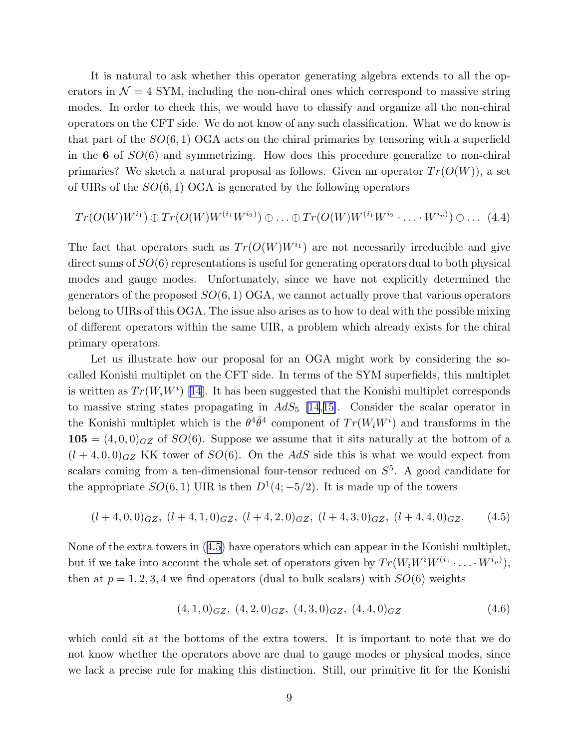It is natural to ask whether this operator generating algebra extends to all the operators in $\mathcal{N}=4$ SYM, including the non-chiral ones which correspond to massive string modes. In order to check this, we would have to classify and organize all the non-chiral operators on the CFT side. We do not know of any such classification. What we do know is that part of the $SO(6,1)$ OGA acts on the chiral primaries by tensoring with a superfield in the **6** of $SO(6)$ and symmetrizing. How does this procedure generalize to non-chiral primaries? We sketch a natural proposal as follows. Given an operator $Tr(O(W))$, a set of UIRs of the $SO(6,1)$ OGA is generated by the following operators

$$Tr(O(W)W^{i_1}) \oplus Tr(O(W)W^{(i_1}W^{i_2)}) \oplus \ldots \oplus Tr(O(W)W^{(i_1}W^{i_2} \cdot \ldots \cdot W^{i_p)}) \oplus \ldots \quad (4.4)$$

The fact that operators such as $Tr(O(W)W^{i_1})$ are not necessarily irreducible and give direct sums of $SO(6)$ representations is useful for generating operators dual to both physical modes and gauge modes. Unfortunately, since we have not explicitly determined the generators of the proposed $SO(6,1)$ OGA, we cannot actually prove that various operators belong to UIRs of this OGA. The issue also arises as to how to deal with the possible mixing of different operators within the same UIR, a problem which already exists for the chiral primary operators.

Let us illustrate how our proposal for an OGA might work by considering the so-called Konishi multiplet on the CFT side. In terms of the SYM superfields, this multiplet is written as $Tr(W_iW^i)$ [14]. It has been suggested that the Konishi multiplet corresponds to massive string states propagating in $AdS_5$ [14,15]. Consider the scalar operator in the Konishi multiplet which is the $\theta^4\bar{\theta}^4$ component of $Tr(W_iW^i)$ and transforms in the $\mathbf{105} = (4,0,0)_{GZ}$ of $SO(6)$. Suppose we assume that it sits naturally at the bottom of a $(l+4,0,0)_{GZ}$ KK tower of $SO(6)$. On the $AdS$ side this is what we would expect from scalars coming from a ten-dimensional four-tensor reduced on $S^5$. A good candidate for the appropriate $SO(6,1)$ UIR is then $D^1(4;-5/2)$. It is made up of the towers

$$(l+4,0,0)_{GZ},\ (l+4,1,0)_{GZ},\ (l+4,2,0)_{GZ},\ (l+4,3,0)_{GZ},\ (l+4,4,0)_{GZ}. \quad (4.5)$$

None of the extra towers in (4.5) have operators which can appear in the Konishi multiplet, but if we take into account the whole set of operators given by $Tr(W_iW^iW^{(i_1} \cdot \ldots \cdot W^{i_p)})$, then at $p=1,2,3,4$ we find operators (dual to bulk scalars) with $SO(6)$ weights

$$(4,1,0)_{GZ},\ (4,2,0)_{GZ},\ (4,3,0)_{GZ},\ (4,4,0)_{GZ} \quad (4.6)$$

which could sit at the bottoms of the extra towers. It is important to note that we do not know whether the operators above are dual to gauge modes or physical modes, since we lack a precise rule for making this distinction. Still, our primitive fit for the Konishi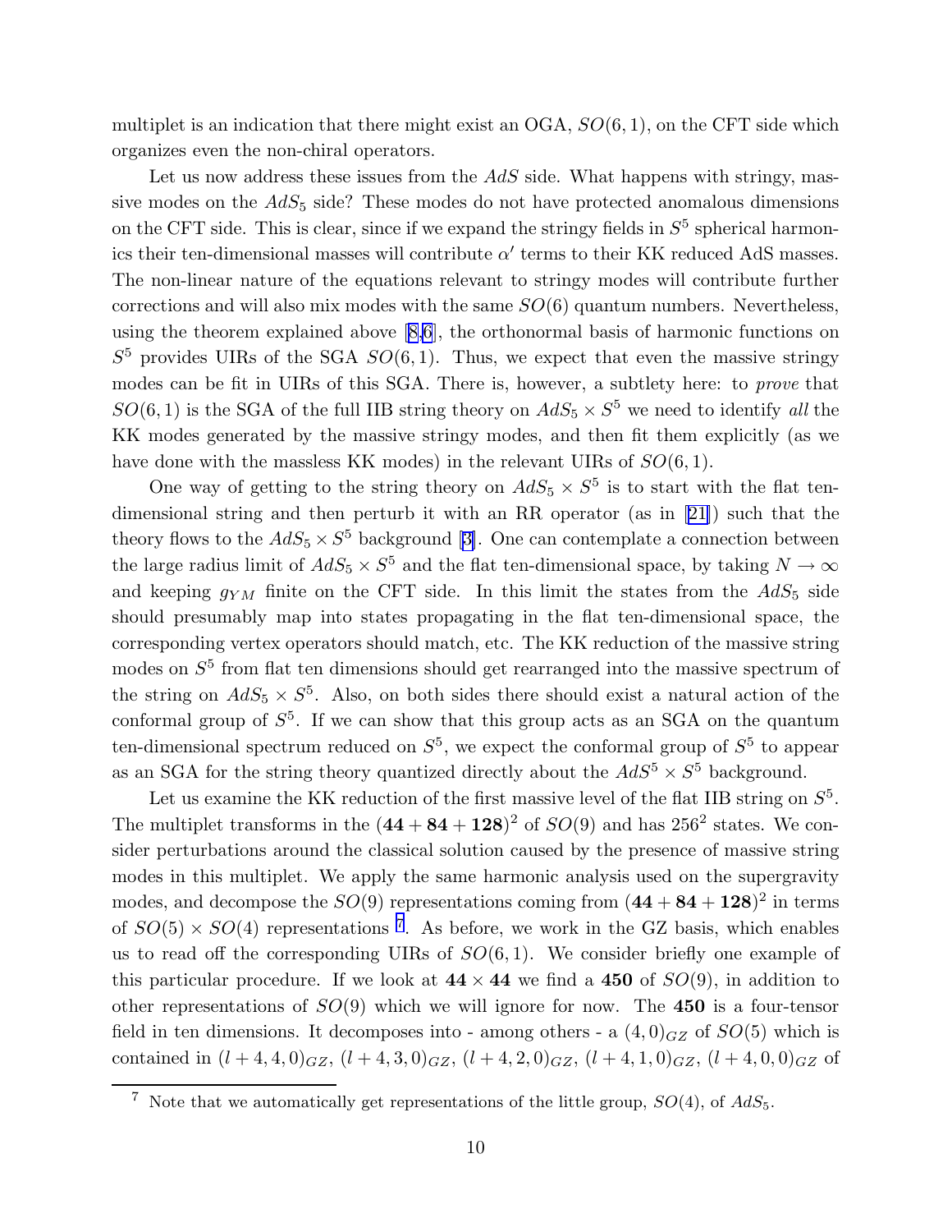multiplet is an indication that there might exist an OGA, $SO(6,1)$, on the CFT side which organizes even the non-chiral operators.

Let us now address these issues from the $AdS$ side. What happens with stringy, massive modes on the $AdS_5$ side? These modes do not have protected anomalous dimensions on the CFT side. This is clear, since if we expand the stringy fields in $S^5$ spherical harmonics their ten-dimensional masses will contribute $\alpha'$ terms to their KK reduced AdS masses. The non-linear nature of the equations relevant to stringy modes will contribute further corrections and will also mix modes with the same $SO(6)$ quantum numbers. Nevertheless, using the theorem explained above [8,6], the orthonormal basis of harmonic functions on $S^5$ provides UIRs of the SGA $SO(6,1)$. Thus, we expect that even the massive stringy modes can be fit in UIRs of this SGA. There is, however, a subtlety here: to *prove* that $SO(6,1)$ is the SGA of the full IIB string theory on $AdS_5 \times S^5$ we need to identify *all* the KK modes generated by the massive stringy modes, and then fit them explicitly (as we have done with the massless KK modes) in the relevant UIRs of $SO(6,1)$.

One way of getting to the string theory on $AdS_5 \times S^5$ is to start with the flat ten-dimensional string and then perturb it with an RR operator (as in [21]) such that the theory flows to the $AdS_5 \times S^5$ background [3]. One can contemplate a connection between the large radius limit of $AdS_5 \times S^5$ and the flat ten-dimensional space, by taking $N \to \infty$ and keeping $g_{YM}$ finite on the CFT side. In this limit the states from the $AdS_5$ side should presumably map into states propagating in the flat ten-dimensional space, the corresponding vertex operators should match, etc. The KK reduction of the massive string modes on $S^5$ from flat ten dimensions should get rearranged into the massive spectrum of the string on $AdS_5 \times S^5$. Also, on both sides there should exist a natural action of the conformal group of $S^5$. If we can show that this group acts as an SGA on the quantum ten-dimensional spectrum reduced on $S^5$, we expect the conformal group of $S^5$ to appear as an SGA for the string theory quantized directly about the $AdS^5 \times S^5$ background.

Let us examine the KK reduction of the first massive level of the flat IIB string on $S^5$. The multiplet transforms in the $(\mathbf{44}+\mathbf{84}+\mathbf{128})^2$ of $SO(9)$ and has $256^2$ states. We consider perturbations around the classical solution caused by the presence of massive string modes in this multiplet. We apply the same harmonic analysis used on the supergravity modes, and decompose the $SO(9)$ representations coming from $(\mathbf{44}+\mathbf{84}+\mathbf{128})^2$ in terms of $SO(5) \times SO(4)$ representations [7]. As before, we work in the GZ basis, which enables us to read off the corresponding UIRs of $SO(6,1)$. We consider briefly one example of this particular procedure. If we look at $\mathbf{44} \times \mathbf{44}$ we find a $\mathbf{450}$ of $SO(9)$, in addition to other representations of $SO(9)$ which we will ignore for now. The $\mathbf{450}$ is a four-tensor field in ten dimensions. It decomposes into - among others - a $(4,0)_{GZ}$ of $SO(5)$ which is contained in $(l+4,4,0)_{GZ}$, $(l+4,3,0)_{GZ}$, $(l+4,2,0)_{GZ}$, $(l+4,1,0)_{GZ}$, $(l+4,0,0)_{GZ}$ of

[7] Note that we automatically get representations of the little group, $SO(4)$, of $AdS_5$.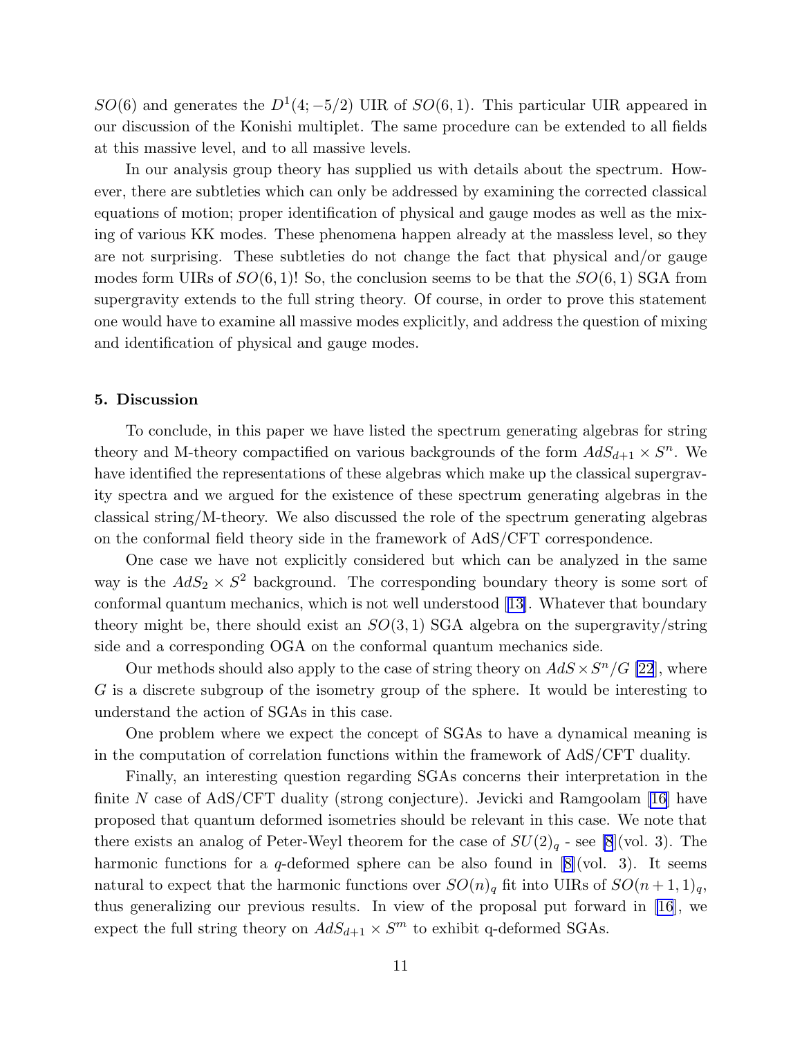$SO(6)$ and generates the $D^1(4; -5/2)$ UIR of $SO(6,1)$. This particular UIR appeared in our discussion of the Konishi multiplet. The same procedure can be extended to all fields at this massive level, and to all massive levels.

In our analysis group theory has supplied us with details about the spectrum. However, there are subtleties which can only be addressed by examining the corrected classical equations of motion; proper identification of physical and gauge modes as well as the mixing of various KK modes. These phenomena happen already at the massless level, so they are not surprising. These subtleties do not change the fact that physical and/or gauge modes form UIRs of $SO(6,1)$! So, the conclusion seems to be that the $SO(6,1)$ SGA from supergravity extends to the full string theory. Of course, in order to prove this statement one would have to examine all massive modes explicitly, and address the question of mixing and identification of physical and gauge modes.

## 5. Discussion

To conclude, in this paper we have listed the spectrum generating algebras for string theory and M-theory compactified on various backgrounds of the form $AdS_{d+1} \times S^n$. We have identified the representations of these algebras which make up the classical supergravity spectra and we argued for the existence of these spectrum generating algebras in the classical string/M-theory. We also discussed the role of the spectrum generating algebras on the conformal field theory side in the framework of AdS/CFT correspondence.

One case we have not explicitly considered but which can be analyzed in the same way is the $AdS_2 \times S^2$ background. The corresponding boundary theory is some sort of conformal quantum mechanics, which is not well understood [13]. Whatever that boundary theory might be, there should exist an $SO(3,1)$ SGA algebra on the supergravity/string side and a corresponding OGA on the conformal quantum mechanics side.

Our methods should also apply to the case of string theory on $AdS \times S^n/G$ [22], where $G$ is a discrete subgroup of the isometry group of the sphere. It would be interesting to understand the action of SGAs in this case.

One problem where we expect the concept of SGAs to have a dynamical meaning is in the computation of correlation functions within the framework of AdS/CFT duality.

Finally, an interesting question regarding SGAs concerns their interpretation in the finite $N$ case of AdS/CFT duality (strong conjecture). Jevicki and Ramgoolam [16] have proposed that quantum deformed isometries should be relevant in this case. We note that there exists an analog of Peter-Weyl theorem for the case of $SU(2)_q$ - see [8](vol. 3). The harmonic functions for a $q$-deformed sphere can be also found in [8](vol. 3). It seems natural to expect that the harmonic functions over $SO(n)_q$ fit into UIRs of $SO(n+1,1)_q$, thus generalizing our previous results. In view of the proposal put forward in [16], we expect the full string theory on $AdS_{d+1} \times S^m$ to exhibit q-deformed SGAs.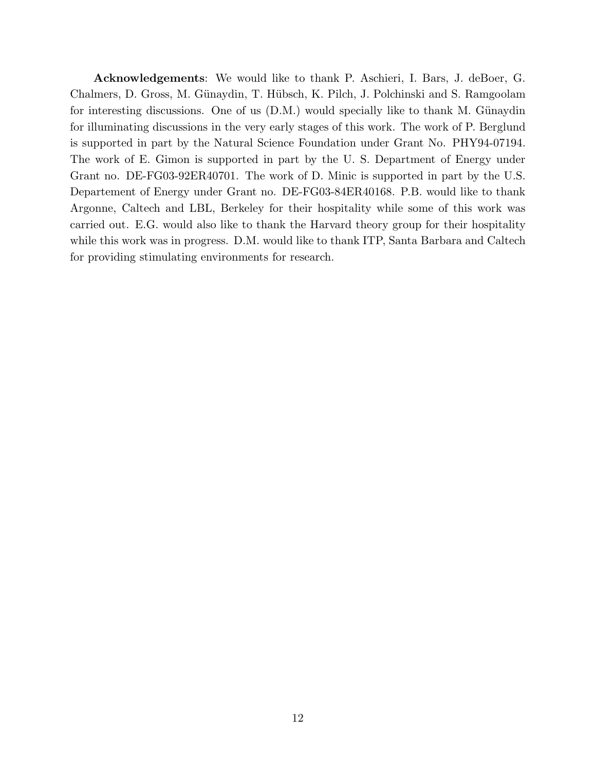**Acknowledgements**: We would like to thank P. Aschieri, I. Bars, J. deBoer, G. Chalmers, D. Gross, M. Günaydin, T. Hübsch, K. Pilch, J. Polchinski and S. Ramgoolam for interesting discussions. One of us (D.M.) would specially like to thank M. Günaydin for illuminating discussions in the very early stages of this work. The work of P. Berglund is supported in part by the Natural Science Foundation under Grant No. PHY94-07194. The work of E. Gimon is supported in part by the U. S. Department of Energy under Grant no. DE-FG03-92ER40701. The work of D. Minic is supported in part by the U.S. Departement of Energy under Grant no. DE-FG03-84ER40168. P.B. would like to thank Argonne, Caltech and LBL, Berkeley for their hospitality while some of this work was carried out. E.G. would also like to thank the Harvard theory group for their hospitality while this work was in progress. D.M. would like to thank ITP, Santa Barbara and Caltech for providing stimulating environments for research.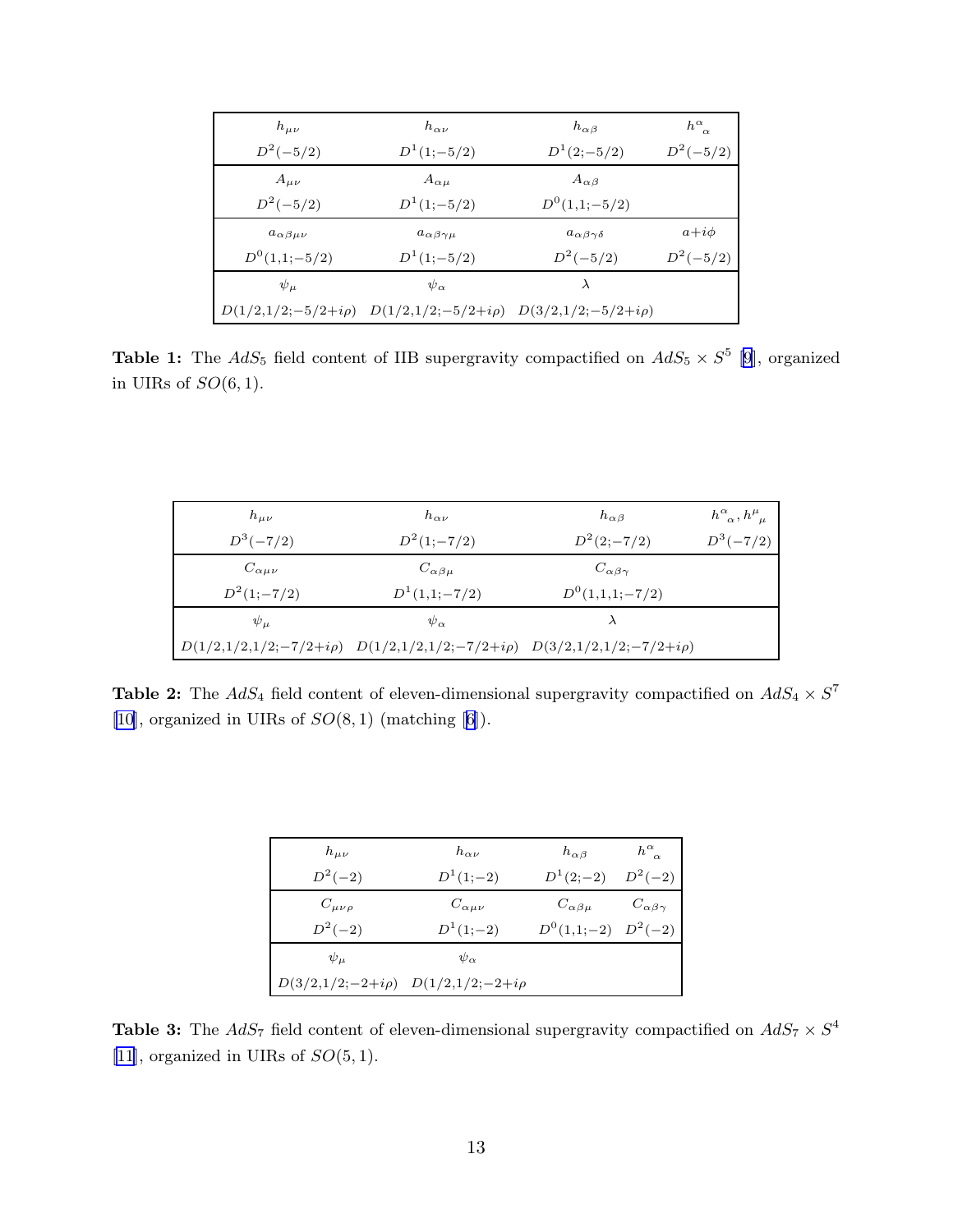| $h_{\mu\nu}$ | $h_{\alpha\nu}$ | $h_{\alpha\beta}$ | $h^{\alpha}{}_{\alpha}$ |
|---|---|---|---|
| $D^2(-5/2)$ | $D^1(1;-5/2)$ | $D^1(2;-5/2)$ | $D^2(-5/2)$ |
| $A_{\mu\nu}$ | $A_{\alpha\mu}$ | $A_{\alpha\beta}$ | |
| $D^2(-5/2)$ | $D^1(1;-5/2)$ | $D^0(1,1;-5/2)$ | |
| $a_{\alpha\beta\mu\nu}$ | $a_{\alpha\beta\gamma\mu}$ | $a_{\alpha\beta\gamma\delta}$ | $a+i\phi$ |
| $D^0(1,1;-5/2)$ | $D^1(1;-5/2)$ | $D^2(-5/2)$ | $D^2(-5/2)$ |
| $\psi_\mu$ | $\psi_\alpha$ | $\lambda$ | |
| $D(1/2,1/2;-5/2+i\rho)$ | $D(1/2,1/2;-5/2+i\rho)$ | $D(3/2,1/2;-5/2+i\rho)$ | |

**Table 1:** The $AdS_5$ field content of IIB supergravity compactified on $AdS_5 \times S^5$ [9], organized in UIRs of $SO(6,1)$.

| $h_{\mu\nu}$ | $h_{\alpha\nu}$ | $h_{\alpha\beta}$ | $h^{\alpha}{}_{\alpha}, h^{\mu}{}_{\mu}$ |
|---|---|---|---|
| $D^3(-7/2)$ | $D^2(1;-7/2)$ | $D^2(2;-7/2)$ | $D^3(-7/2)$ |
| $C_{\alpha\mu\nu}$ | $C_{\alpha\beta\mu}$ | $C_{\alpha\beta\gamma}$ | |
| $D^2(1;-7/2)$ | $D^1(1,1;-7/2)$ | $D^0(1,1,1;-7/2)$ | |
| $\psi_\mu$ | $\psi_\alpha$ | $\lambda$ | |
| $D(1/2,1/2,1/2;-7/2+i\rho)$ | $D(1/2,1/2,1/2;-7/2+i\rho)$ | $D(3/2,1/2,1/2;-7/2+i\rho)$ | |

**Table 2:** The $AdS_4$ field content of eleven-dimensional supergravity compactified on $AdS_4 \times S^7$ [10], organized in UIRs of $SO(8,1)$ (matching [6]).

| $h_{\mu\nu}$ | $h_{\alpha\nu}$ | $h_{\alpha\beta}$ | $h^{\alpha}{}_{\alpha}$ |
|---|---|---|---|
| $D^2(-2)$ | $D^1(1;-2)$ | $D^1(2;-2)$ | $D^2(-2)$ |
| $C_{\mu\nu\rho}$ | $C_{\alpha\mu\nu}$ | $C_{\alpha\beta\mu}$ | $C_{\alpha\beta\gamma}$ |
| $D^2(-2)$ | $D^1(1;-2)$ | $D^0(1,1;-2)$ | $D^2(-2)$ |
| $\psi_\mu$ | $\psi_\alpha$ | | |
| $D(3/2,1/2;-2+i\rho)$ | $D(1/2,1/2;-2+i\rho$ | | |

**Table 3:** The $AdS_7$ field content of eleven-dimensional supergravity compactified on $AdS_7 \times S^4$ [11], organized in UIRs of $SO(5,1)$.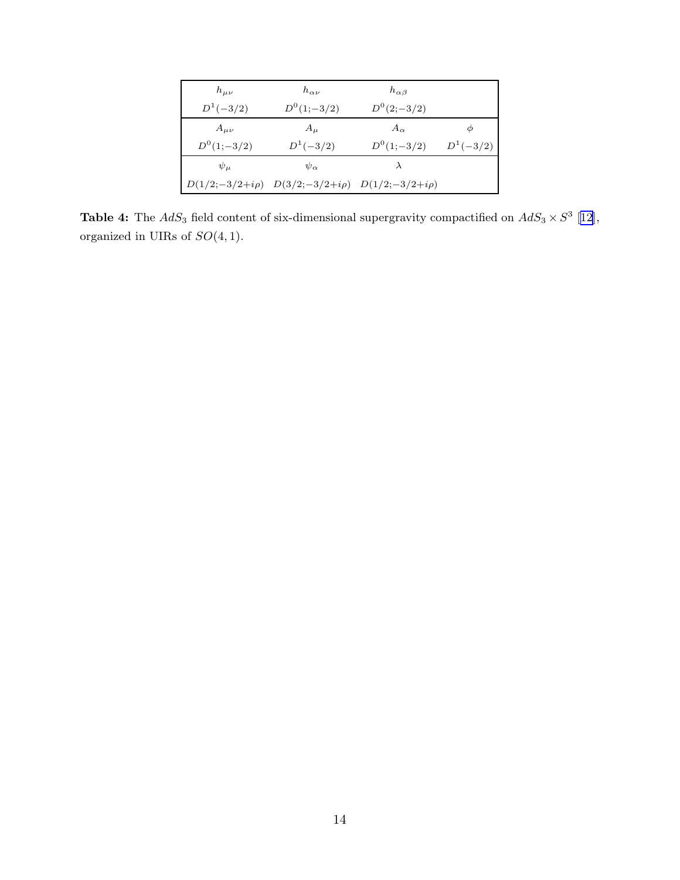| $h_{\mu\nu}$ | $h_{\alpha\nu}$ | $h_{\alpha\beta}$ | |
|---|---|---|---|
| $D^1(-3/2)$ | $D^0(1;-3/2)$ | $D^0(2;-3/2)$ | |
| $A_{\mu\nu}$ | $A_\mu$ | $A_\alpha$ | $\phi$ |
| $D^0(1;-3/2)$ | $D^1(-3/2)$ | $D^0(1;-3/2)$ | $D^1(-3/2)$ |
| $\psi_\mu$ | $\psi_\alpha$ | $\lambda$ | |
| $D(1/2;-3/2+i\rho)$ | $D(3/2;-3/2+i\rho)$ | $D(1/2;-3/2+i\rho)$ | |

**Table 4:** The $AdS_3$ field content of six-dimensional supergravity compactified on $AdS_3 \times S^3$ [12], organized in UIRs of $SO(4,1)$.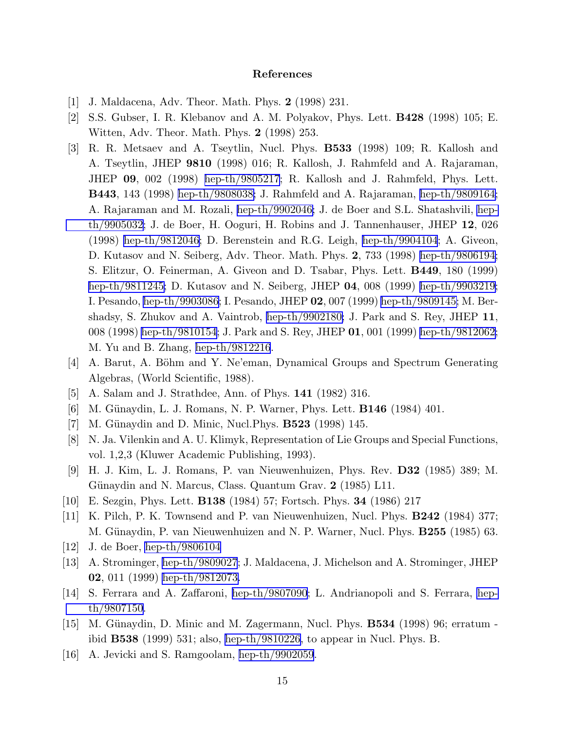## References

[1] J. Maldacena, Adv. Theor. Math. Phys. **2** (1998) 231.

[2] S.S. Gubser, I. R. Klebanov and A. M. Polyakov, Phys. Lett. **B428** (1998) 105; E. Witten, Adv. Theor. Math. Phys. **2** (1998) 253.

[3] R. R. Metsaev and A. Tseytlin, Nucl. Phys. **B533** (1998) 109; R. Kallosh and A. Tseytlin, JHEP **9810** (1998) 016; R. Kallosh, J. Rahmfeld and A. Rajaraman, JHEP **09**, 002 (1998) hep-th/9805217; R. Kallosh and J. Rahmfeld, Phys. Lett. **B443**, 143 (1998) hep-th/9808038; J. Rahmfeld and A. Rajaraman, hep-th/9809164; A. Rajaraman and M. Rozali, hep-th/9902046; J. de Boer and S.L. Shatashvili, hep-th/9905032; J. de Boer, H. Ooguri, H. Robins and J. Tannenhauser, JHEP **12**, 026 (1998) hep-th/9812046; D. Berenstein and R.G. Leigh, hep-th/9904104; A. Giveon, D. Kutasov and N. Seiberg, Adv. Theor. Math. Phys. **2**, 733 (1998) hep-th/9806194; S. Elitzur, O. Feinerman, A. Giveon and D. Tsabar, Phys. Lett. **B449**, 180 (1999) hep-th/9811245; D. Kutasov and N. Seiberg, JHEP **04**, 008 (1999) hep-th/9903219; I. Pesando, hep-th/9903086; I. Pesando, JHEP **02**, 007 (1999) hep-th/9809145; M. Bershadsy, S. Zhukov and A. Vaintrob, hep-th/9902180; J. Park and S. Rey, JHEP **11**, 008 (1998) hep-th/9810154; J. Park and S. Rey, JHEP **01**, 001 (1999) hep-th/9812062; M. Yu and B. Zhang, hep-th/9812216.

[4] A. Barut, A. Böhm and Y. Ne'eman, Dynamical Groups and Spectrum Generating Algebras, (World Scientific, 1988).

[5] A. Salam and J. Strathdee, Ann. of Phys. **141** (1982) 316.

[6] M. Günaydin, L. J. Romans, N. P. Warner, Phys. Lett. **B146** (1984) 401.

[7] M. Günaydin and D. Minic, Nucl.Phys. **B523** (1998) 145.

[8] N. Ja. Vilenkin and A. U. Klimyk, Representation of Lie Groups and Special Functions, vol. 1,2,3 (Kluwer Academic Publishing, 1993).

[9] H. J. Kim, L. J. Romans, P. van Nieuwenhuizen, Phys. Rev. **D32** (1985) 389; M. Günaydin and N. Marcus, Class. Quantum Grav. **2** (1985) L11.

[10] E. Sezgin, Phys. Lett. **B138** (1984) 57; Fortsch. Phys. **34** (1986) 217

[11] K. Pilch, P. K. Townsend and P. van Nieuwenhuizen, Nucl. Phys. **B242** (1984) 377; M. Günaydin, P. van Nieuwenhuizen and N. P. Warner, Nucl. Phys. **B255** (1985) 63.

[12] J. de Boer, hep-th/9806104

[13] A. Strominger, hep-th/9809027; J. Maldacena, J. Michelson and A. Strominger, JHEP **02**, 011 (1999) hep-th/9812073.

[14] S. Ferrara and A. Zaffaroni, hep-th/9807090; L. Andrianopoli and S. Ferrara, hep-th/9807150.

[15] M. Günaydin, D. Minic and M. Zagermann, Nucl. Phys. **B534** (1998) 96; erratum - ibid **B538** (1999) 531; also, hep-th/9810226, to appear in Nucl. Phys. B.

[16] A. Jevicki and S. Ramgoolam, hep-th/9902059.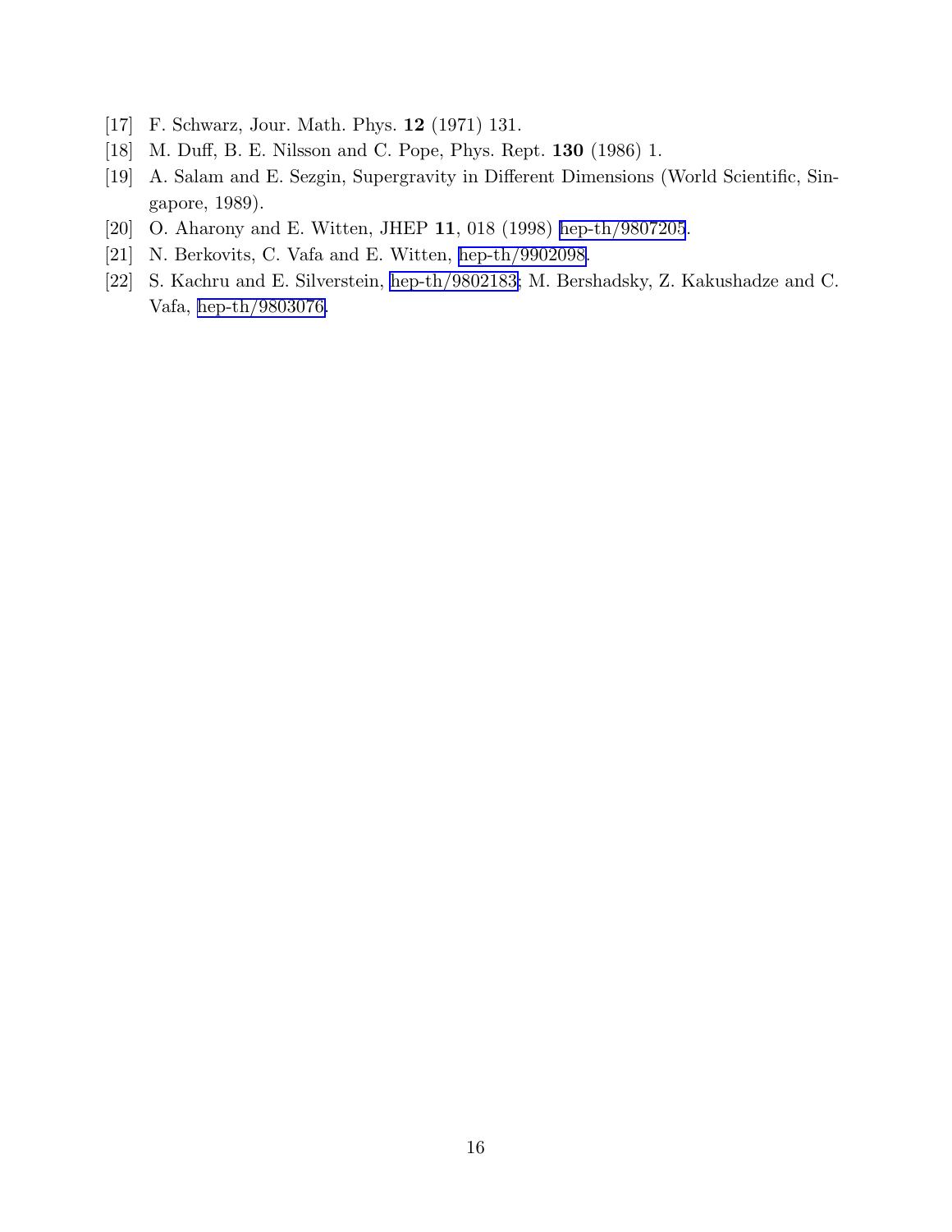[17] F. Schwarz, Jour. Math. Phys. **12** (1971) 131.

[18] M. Duff, B. E. Nilsson and C. Pope, Phys. Rept. **130** (1986) 1.

[19] A. Salam and E. Sezgin, Supergravity in Different Dimensions (World Scientific, Singapore, 1989).

[20] O. Aharony and E. Witten, JHEP **11**, 018 (1998) hep-th/9807205.

[21] N. Berkovits, C. Vafa and E. Witten, hep-th/9902098.

[22] S. Kachru and E. Silverstein, hep-th/9802183; M. Bershadsky, Z. Kakushadze and C. Vafa, hep-th/9803076.